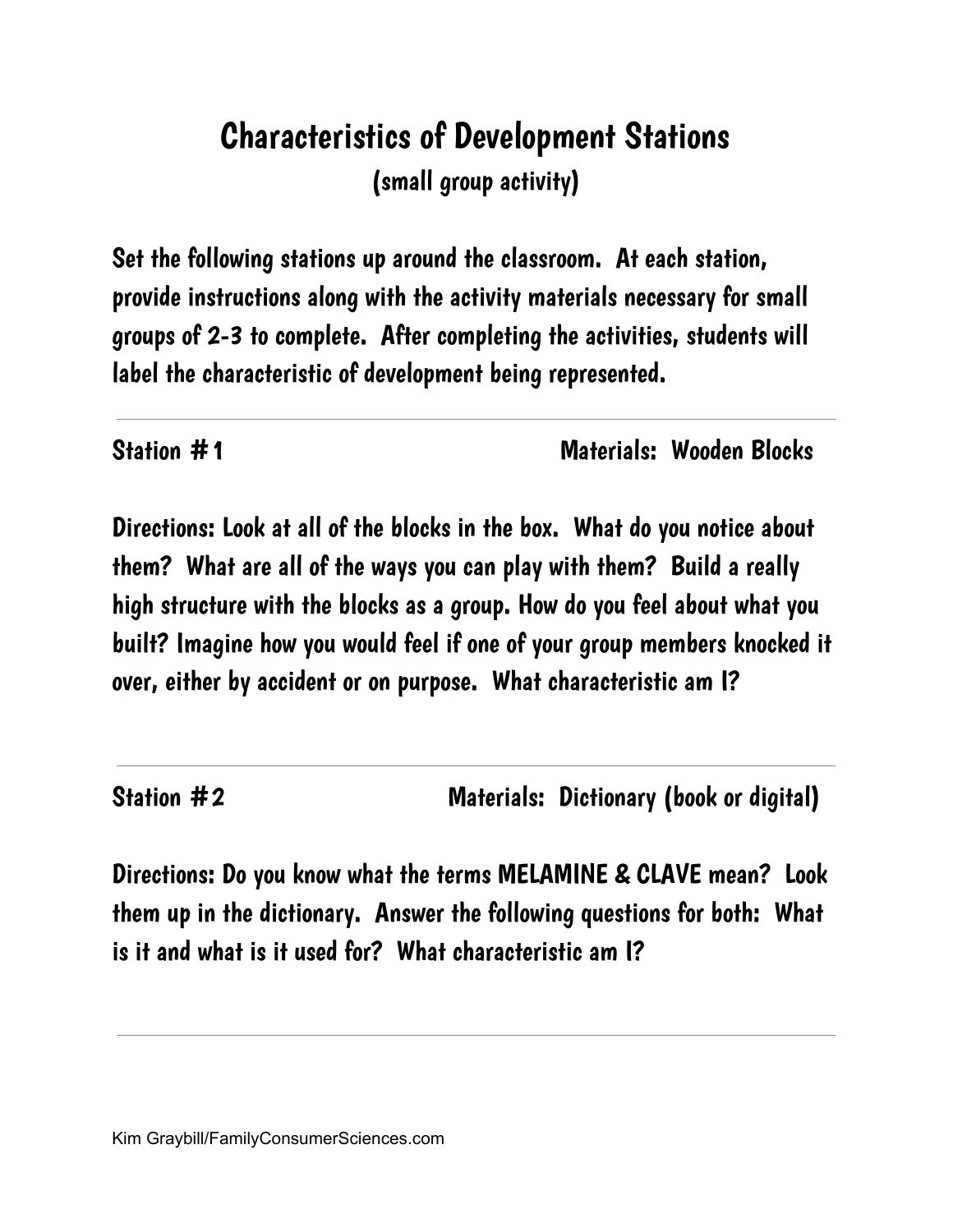# Characteristics of Development Stations

(small group activity)

Set the following stations up around the classroom. At each station, provide instructions along with the activity materials necessary for small groups of 2-3 to complete. After completing the activities, students will label the characteristic of development being represented.

---

**Station #1** Materials: Wooden Blocks

Directions: Look at all of the blocks in the box. What do you notice about them? What are all of the ways you can play with them? Build a really high structure with the blocks as a group. How do you feel about what you built? Imagine how you would feel if one of your group members knocked it over, either by accident or on purpose. What characteristic am I?

---

**Station #2** Materials: Dictionary (book or digital)

Directions: Do you know what the terms MELAMINE & CLAVE mean? Look them up in the dictionary. Answer the following questions for both: What is it and what is it used for? What characteristic am I?

---

Kim Graybill/FamilyConsumerSciences.com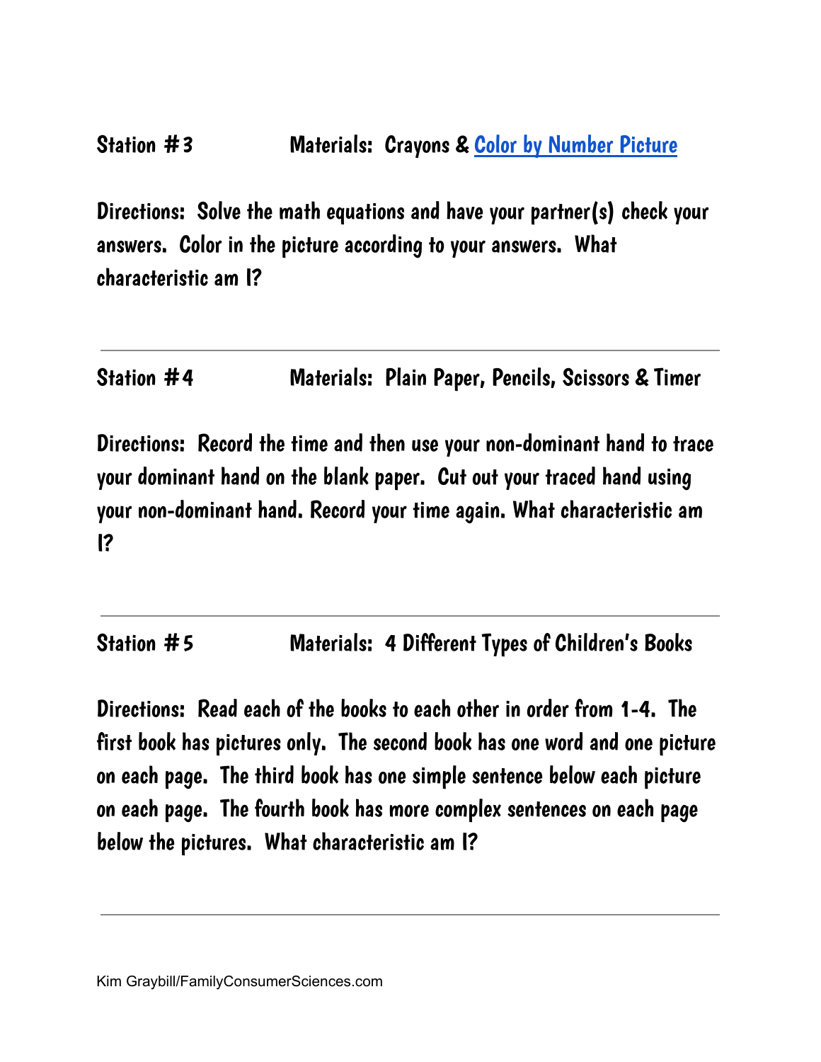**Station #3** Materials: Crayons & Color by Number Picture

Directions: Solve the math equations and have your partner(s) check your answers. Color in the picture according to your answers. What characteristic am I?

---

**Station #4** Materials: Plain Paper, Pencils, Scissors & Timer

Directions: Record the time and then use your non-dominant hand to trace your dominant hand on the blank paper. Cut out your traced hand using your non-dominant hand. Record your time again. What characteristic am I?

---

**Station #5** Materials: 4 Different Types of Children's Books

Directions: Read each of the books to each other in order from 1-4. The first book has pictures only. The second book has one word and one picture on each page. The third book has one simple sentence below each picture on each page. The fourth book has more complex sentences on each page below the pictures. What characteristic am I?

---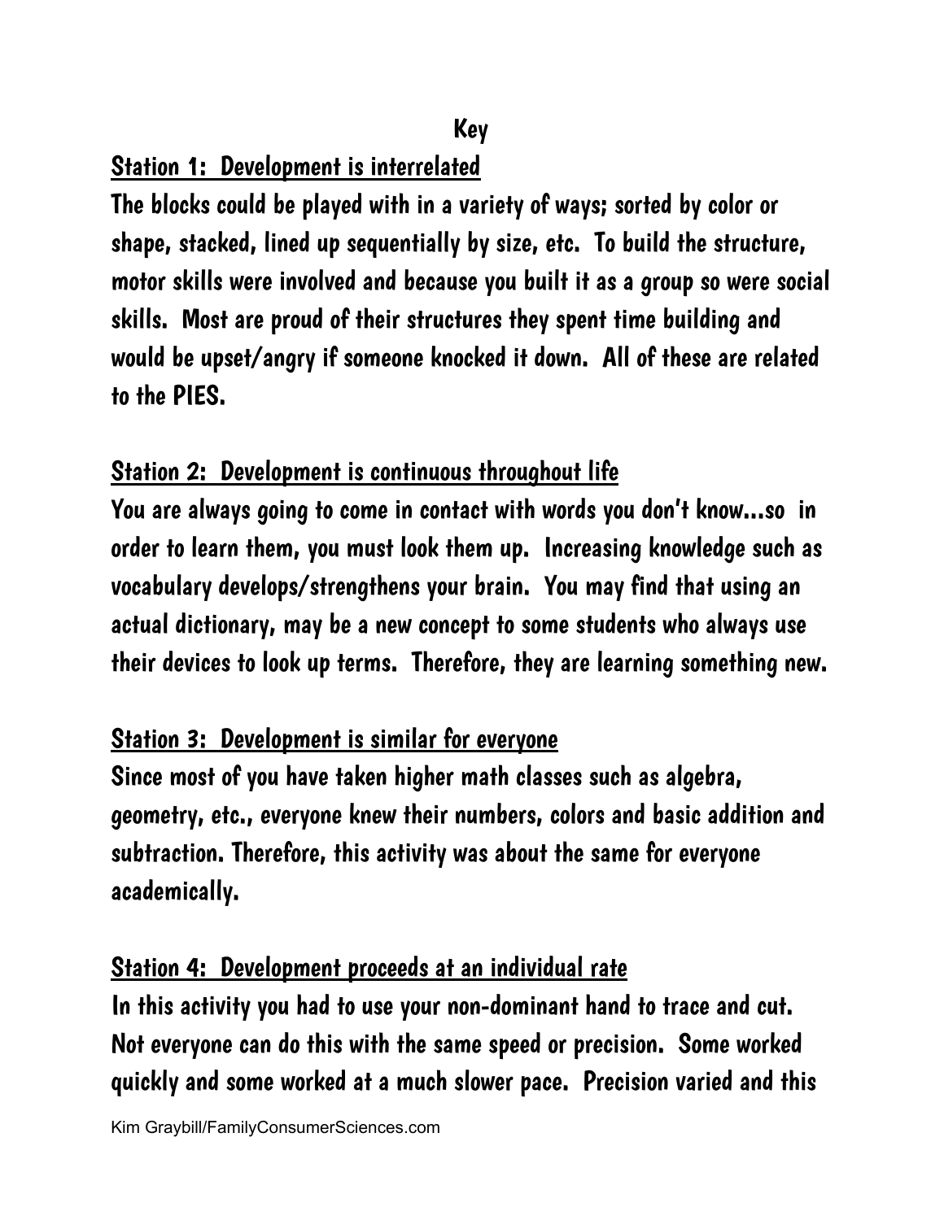# Key

## Station 1: Development is interrelated

The blocks could be played with in a variety of ways; sorted by color or shape, stacked, lined up sequentially by size, etc. To build the structure, motor skills were involved and because you built it as a group so were social skills. Most are proud of their structures they spent time building and would be upset/angry if someone knocked it down. All of these are related to the PIES.

## Station 2: Development is continuous throughout life

You are always going to come in contact with words you don't know…so in order to learn them, you must look them up. Increasing knowledge such as vocabulary develops/strengthens your brain. You may find that using an actual dictionary, may be a new concept to some students who always use their devices to look up terms. Therefore, they are learning something new.

## Station 3: Development is similar for everyone

Since most of you have taken higher math classes such as algebra, geometry, etc., everyone knew their numbers, colors and basic addition and subtraction. Therefore, this activity was about the same for everyone academically.

## Station 4: Development proceeds at an individual rate

In this activity you had to use your non-dominant hand to trace and cut. Not everyone can do this with the same speed or precision. Some worked quickly and some worked at a much slower pace. Precision varied and this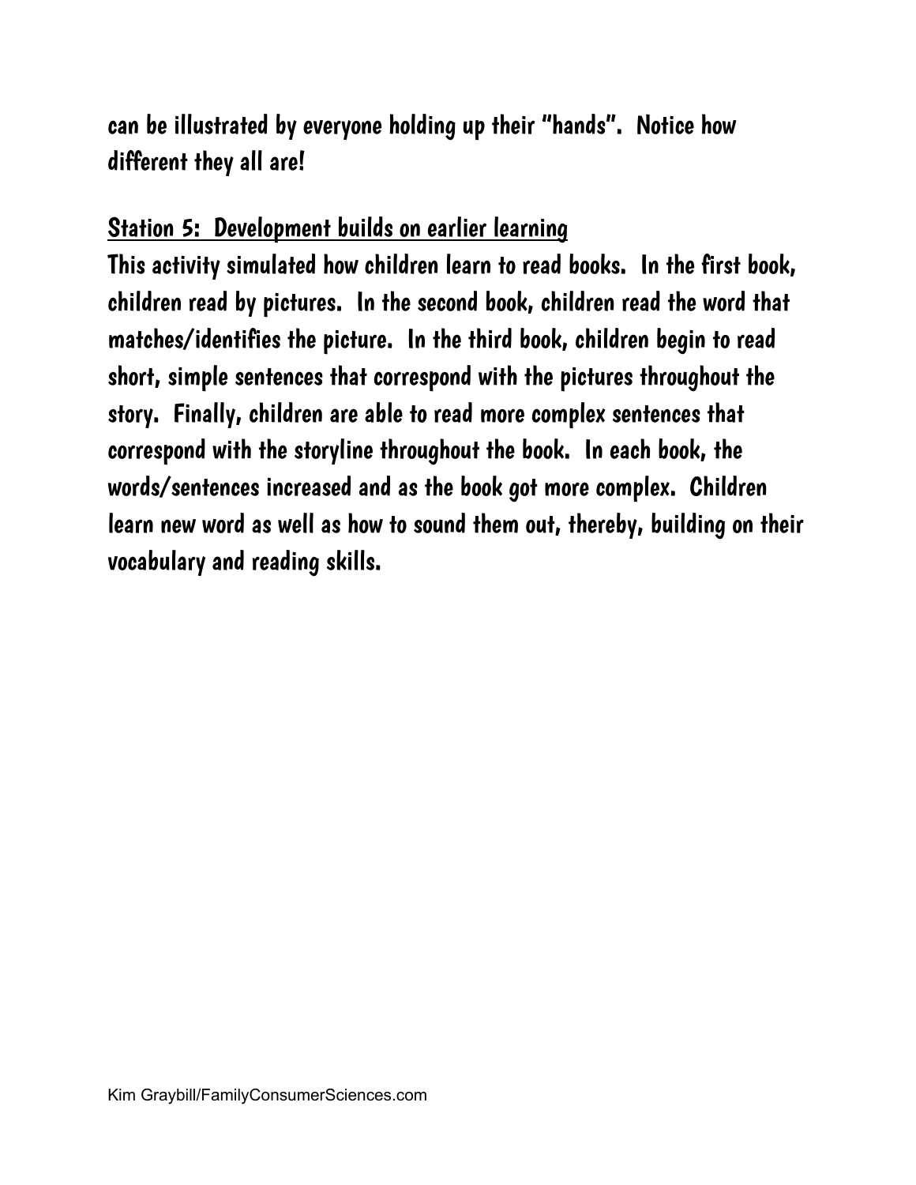can be illustrated by everyone holding up their "hands". Notice how different they all are!

<u>Station 5: Development builds on earlier learning</u>

This activity simulated how children learn to read books. In the first book, children read by pictures. In the second book, children read the word that matches/identifies the picture. In the third book, children begin to read short, simple sentences that correspond with the pictures throughout the story. Finally, children are able to read more complex sentences that correspond with the storyline throughout the book. In each book, the words/sentences increased and as the book got more complex. Children learn new word as well as how to sound them out, thereby, building on their vocabulary and reading skills.